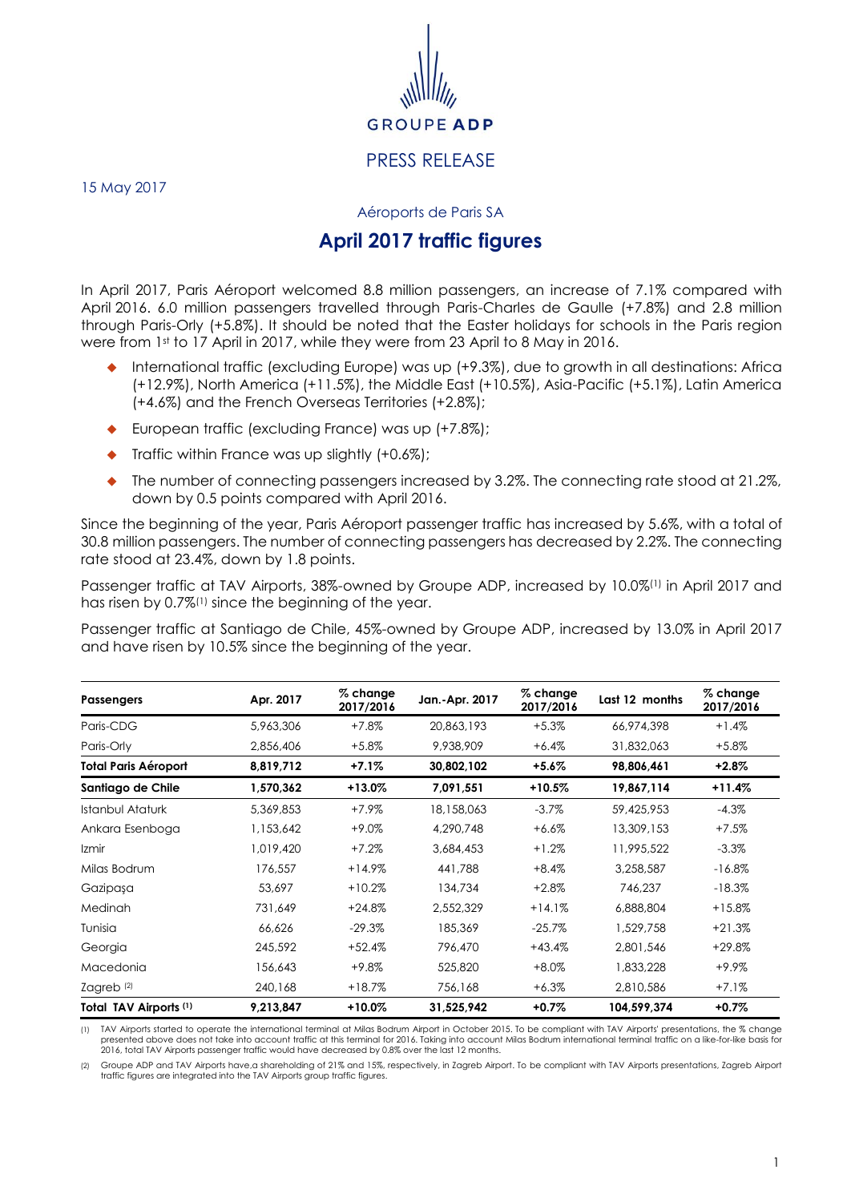GROUPE ADP

PRESS RELEASE

15 May 2017

Aéroports de Paris SA

# April 2017 traffic figures

In April 2017, Paris Aéroport welcomed 8.8 million passengers, an increase of 7.1% compared with April 2016. 6.0 million passengers travelled through Paris-Charles de Gaulle (+7.8%) and 2.8 million through Paris-Orly (+5.8%). It should be noted that the Easter holidays for schools in the Paris region were from 1st to 17 April in 2017, while they were from 23 April to 8 May in 2016.

- International traffic (excluding Europe) was up (+9.3%), due to growth in all destinations: Africa (+12.9%), North America (+11.5%), the Middle East (+10.5%), Asia-Pacific (+5.1%), Latin America (+4.6%) and the French Overseas Territories (+2.8%);
- European traffic (excluding France) was up (+7.8%);
- Traffic within France was up slightly (+0.6%);
- The number of connecting passengers increased by 3.2%. The connecting rate stood at 21.2%, down by 0.5 points compared with April 2016.

Since the beginning of the year, Paris Aéroport passenger traffic has increased by 5.6%, with a total of 30.8 million passengers. The number of connecting passengers has decreased by 2.2%. The connecting rate stood at 23.4%, down by 1.8 points.

Passenger traffic at TAV Airports, 38%-owned by Groupe ADP, increased by 10.0%[1] in April 2017 and has risen by 0.7%[1] since the beginning of the year.

Passenger traffic at Santiago de Chile, 45%-owned by Groupe ADP, increased by 13.0% in April 2017 and have risen by 10.5% since the beginning of the year.

| Passengers | Apr. 2017 | % change 2017/2016 | Jan.-Apr. 2017 | % change 2017/2016 | Last 12 months | % change 2017/2016 |
|---|---|---|---|---|---|---|
| Paris-CDG | 5,963,306 | +7.8% | 20,863,193 | +5.3% | 66,974,398 | +1.4% |
| Paris-Orly | 2,856,406 | +5.8% | 9,938,909 | +6.4% | 31,832,063 | +5.8% |
| **Total Paris Aéroport** | **8,819,712** | **+7.1%** | **30,802,102** | **+5.6%** | **98,806,461** | **+2.8%** |
| **Santiago de Chile** | **1,570,362** | **+13.0%** | **7,091,551** | **+10.5%** | **19,867,114** | **+11.4%** |
| Istanbul Ataturk | 5,369,853 | +7.9% | 18,158,063 | -3.7% | 59,425,953 | -4.3% |
| Ankara Esenboga | 1,153,642 | +9.0% | 4,290,748 | +6.6% | 13,309,153 | +7.5% |
| Izmir | 1,019,420 | +7.2% | 3,684,453 | +1.2% | 11,995,522 | -3.3% |
| Milas Bodrum | 176,557 | +14.9% | 441,788 | +8.4% | 3,258,587 | -16.8% |
| Gazipaşa | 53,697 | +10.2% | 134,734 | +2.8% | 746,237 | -18.3% |
| Medinah | 731,649 | +24.8% | 2,552,329 | +14.1% | 6,888,804 | +15.8% |
| Tunisia | 66,626 | -29.3% | 185,369 | -25.7% | 1,529,758 | +21.3% |
| Georgia | 245,592 | +52.4% | 796,470 | +43.4% | 2,801,546 | +29.8% |
| Macedonia | 156,643 | +9.8% | 525,820 | +8.0% | 1,833,228 | +9.9% |
| Zagreb [2] | 240,168 | +18.7% | 756,168 | +6.3% | 2,810,586 | +7.1% |
| **Total TAV Airports [1]** | **9,213,847** | **+10.0%** | **31,525,942** | **+0.7%** | **104,599,374** | **+0.7%** |

(1) TAV Airports started to operate the international terminal at Milas Bodrum Airport in October 2015. To be compliant with TAV Airports' presentations, the % change presented above does not take into account traffic at this terminal for 2016. Taking into account Milas Bodrum international terminal traffic on a like-for-like basis for 2016, total TAV Airports passenger traffic would have decreased by 0.8% over the last 12 months.

(2) Groupe ADP and TAV Airports have.a shareholding of 21% and 15%, respectively, in Zagreb Airport. To be compliant with TAV Airports presentations, Zagreb Airport traffic figures are integrated into the TAV Airports group traffic figures.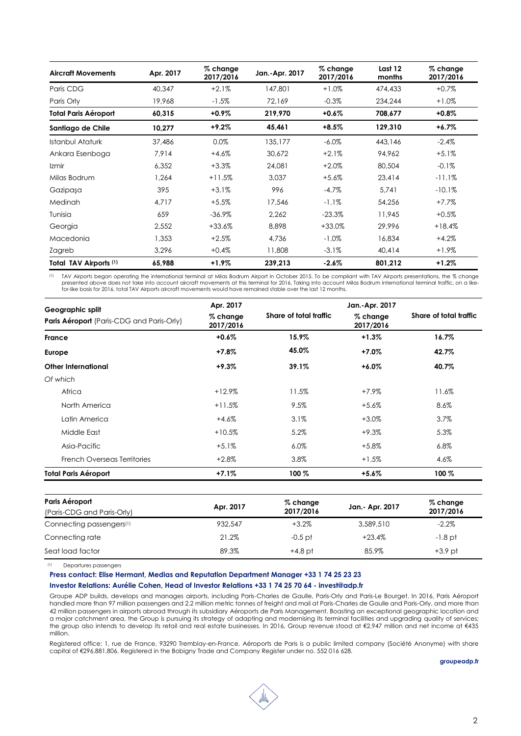| Aircraft Movements | Apr. 2017 | % change 2017/2016 | Jan.-Apr. 2017 | % change 2017/2016 | Last 12 months | % change 2017/2016 |
|---|---|---|---|---|---|---|
| Paris CDG | 40,347 | +2.1% | 147,801 | +1.0% | 474,433 | +0.7% |
| Paris Orly | 19,968 | -1.5% | 72,169 | -0.3% | 234,244 | +1.0% |
| **Total Paris Aéroport** | **60,315** | **+0.9%** | **219,970** | **+0.6%** | **708,677** | **+0.8%** |
| **Santiago de Chile** | **10,277** | **+9.2%** | **45,461** | **+8.5%** | **129,310** | **+6.7%** |
| Istanbul Ataturk | 37,486 | 0.0% | 135,177 | -6.0% | 443,146 | -2.4% |
| Ankara Esenboga | 7,914 | +4.6% | 30,672 | +2.1% | 94,962 | +5.1% |
| Izmir | 6,352 | +3.3% | 24,081 | +2.0% | 80,504 | -0.1% |
| Milas Bodrum | 1,264 | +11.5% | 3,037 | +5.6% | 23,414 | -11.1% |
| Gazipaşa | 395 | +3.1% | 996 | -4.7% | 5,741 | -10.1% |
| Medinah | 4,717 | +5.5% | 17,546 | -1.1% | 54,256 | +7.7% |
| Tunisia | 659 | -36.9% | 2,262 | -23.3% | 11,945 | +0.5% |
| Georgia | 2,552 | +33.6% | 8,898 | +33.0% | 29,996 | +18.4% |
| Macedonia | 1,353 | +2.5% | 4,736 | -1.0% | 16,834 | +4.2% |
| Zagreb | 3,296 | +0.4% | 11,808 | -3.1% | 40,414 | +1.9% |
| **Total TAV Airports (1)** | **65,988** | **+1.9%** | **239,213** | **-2.6%** | **801,212** | **+1.2%** |

(1) TAV Airports began operating the international terminal at Milas Bodrum Airport in October 2015. To be compliant with TAV Airports presentations, the % change presented above does not take into account aircraft movements at this terminal for 2016. Taking into account Milas Bodrum international terminal traffic, on a like-for-like basis for 2016, total TAV Airports aircraft movements would have remained stable over the last 12 months.

| Geographic split **Paris Aéroport** (Paris-CDG and Paris-Orly) | Apr. 2017 % change 2017/2016 | Share of total traffic | Jan.-Apr. 2017 % change 2017/2016 | Share of total traffic |
|---|---|---|---|---|
| **France** | **+0.6%** | **15.9%** | **+1.3%** | **16.7%** |
| **Europe** | **+7.8%** | **45.0%** | **+7.0%** | **42.7%** |
| **Other International** | **+9.3%** | **39.1%** | **+6.0%** | **40.7%** |
| *Of which* | | | | |
| Africa | +12.9% | 11.5% | +7.9% | 11.6% |
| North America | +11.5% | 9.5% | +5.6% | 8.6% |
| Latin America | +4.6% | 3.1% | +3.0% | 3.7% |
| Middle East | +10.5% | 5.2% | +9.3% | 5.3% |
| Asia-Pacific | +5.1% | 6.0% | +5.8% | 6.8% |
| French Overseas Territories | +2.8% | 3.8% | +1.5% | 4.6% |
| **Total Paris Aéroport** | **+7.1%** | **100 %** | **+5.6%** | **100 %** |

| **Paris Aéroport** (Paris-CDG and Paris-Orly) | Apr. 2017 | % change 2017/2016 | Jan.- Apr. 2017 | % change 2017/2016 |
|---|---|---|---|---|
| Connecting passengers(1) | 932,547 | +3.2% | 3,589,510 | -2.2% |
| Connecting rate | 21.2% | -0.5 pt | +23.4% | -1.8 pt |
| Seat load factor | 89.3% | +4.8 pt | 85.9% | +3.9 pt |

(1) Departures passengers

**Press contact: Elise Hermant, Medias and Reputation Department Manager +33 1 74 25 23 23**

**Investor Relations: Aurélie Cohen, Head of Investor Relations +33 1 74 25 70 64 - invest@adp.fr**

Groupe ADP builds, develops and manages airports, including Paris-Charles de Gaulle, Paris-Orly and Paris-Le Bourget. In 2016, Paris Aéroport handled more than 97 million passengers and 2.2 million metric tonnes of freight and mail at Paris-Charles de Gaulle and Paris-Orly, and more than 42 million passengers in airports abroad through its subsidiary Aéroports de Paris Management. Boasting an exceptional geographic location and a major catchment area, the Group is pursuing its strategy of adapting and modernising its terminal facilities and upgrading quality of services; the group also intends to develop its retail and real estate businesses. In 2016, Group revenue stood at €2,947 million and net income at €435 million.

Registered office: 1, rue de France, 93290 Tremblay-en-France. Aéroports de Paris is a public limited company (Société Anonyme) with share capital of €296,881,806. Registered in the Bobigny Trade and Company Register under no. 552 016 628.

**groupeadp.fr**